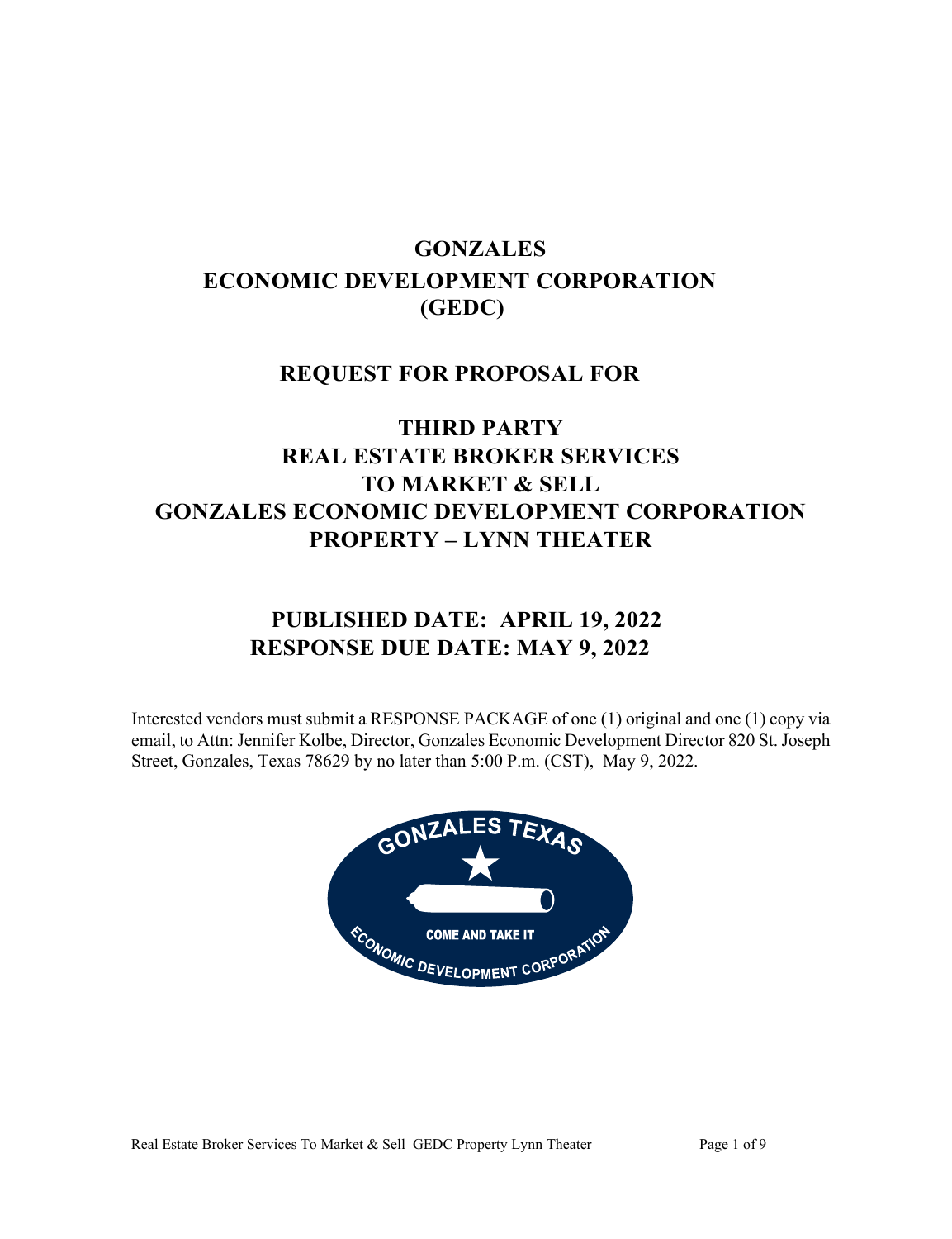# GONZALES
# ECONOMIC DEVELOPMENT CORPORATION
# (GEDC)

## REQUEST FOR PROPOSAL FOR

## THIRD PARTY
## REAL ESTATE BROKER SERVICES
## TO MARKET & SELL
## GONZALES ECONOMIC DEVELOPMENT CORPORATION
## PROPERTY – LYNN THEATER

## PUBLISHED DATE: APRIL 19, 2022
## RESPONSE DUE DATE: MAY 9, 2022

Interested vendors must submit a RESPONSE PACKAGE of one (1) original and one (1) copy via email, to Attn: Jennifer Kolbe, Director, Gonzales Economic Development Director 820 St. Joseph Street, Gonzales, Texas 78629 by no later than 5:00 P.m. (CST), May 9, 2022.

GONZALES TEXAS

COME AND TAKE IT

ECONOMIC DEVELOPMENT CORPORATION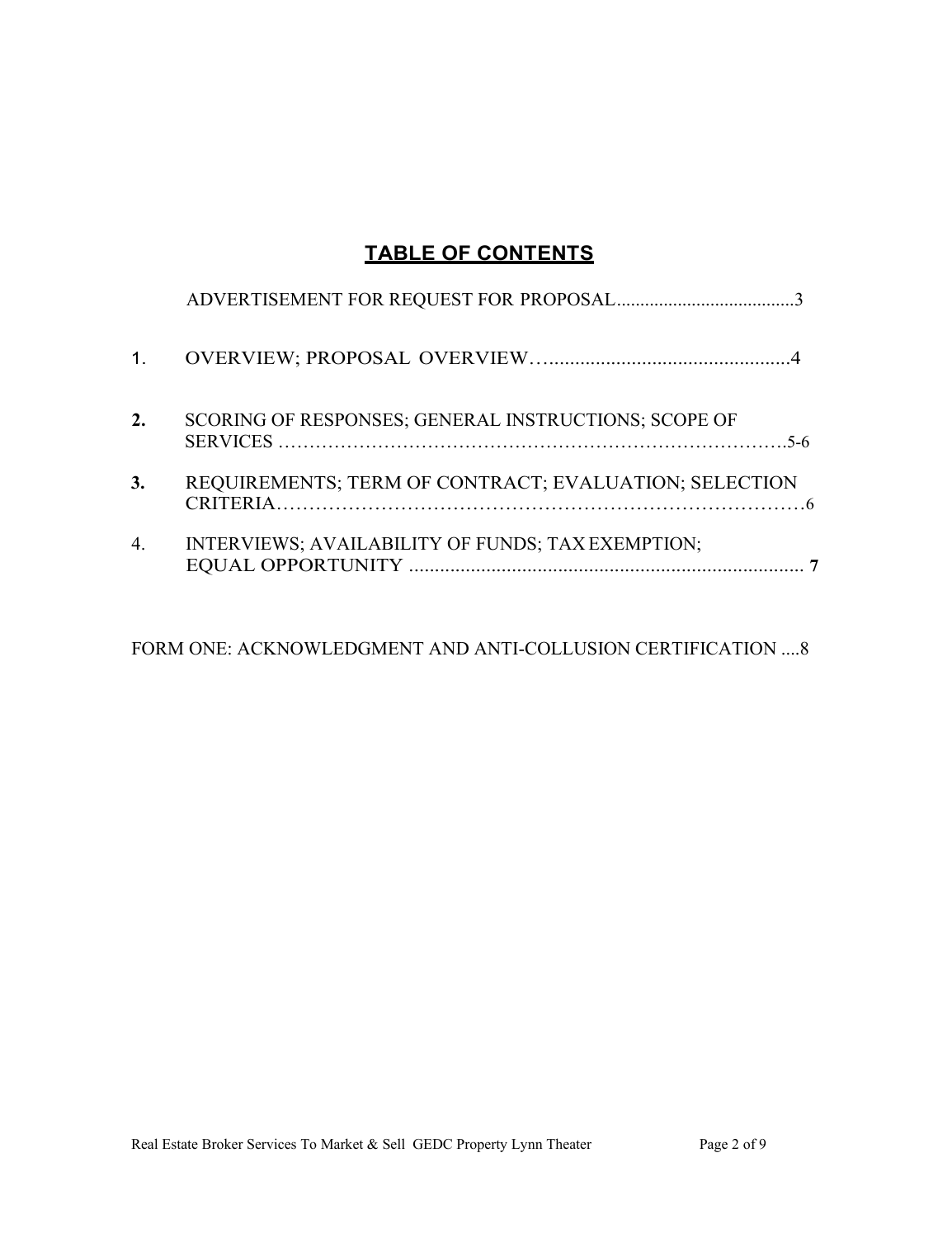# TABLE OF CONTENTS

ADVERTISEMENT FOR REQUEST FOR PROPOSAL......................................3

1. OVERVIEW; PROPOSAL OVERVIEW…...............................................4

2. SCORING OF RESPONSES; GENERAL INSTRUCTIONS; SCOPE OF SERVICES ……………………………………………………………………….5-6

3. REQUIREMENTS; TERM OF CONTRACT; EVALUATION; SELECTION CRITERIA………………………………………………………………………6

4. INTERVIEWS; AVAILABILITY OF FUNDS; TAX EXEMPTION; EQUAL OPPORTUNITY ............................................................................ **7**

FORM ONE: ACKNOWLEDGMENT AND ANTI-COLLUSION CERTIFICATION ....8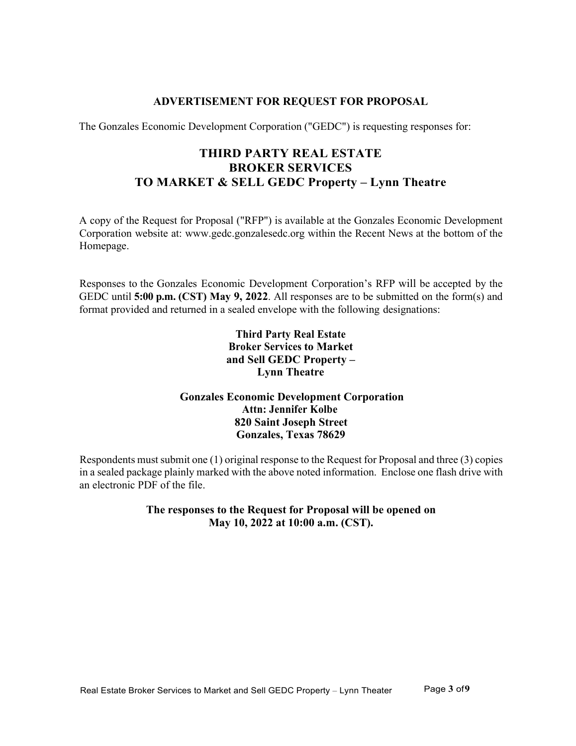## ADVERTISEMENT FOR REQUEST FOR PROPOSAL

The Gonzales Economic Development Corporation ("GEDC") is requesting responses for:

# THIRD PARTY REAL ESTATE BROKER SERVICES TO MARKET & SELL GEDC Property – Lynn Theatre

A copy of the Request for Proposal ("RFP") is available at the Gonzales Economic Development Corporation website at: www.gedc.gonzalesedc.org within the Recent News at the bottom of the Homepage.

Responses to the Gonzales Economic Development Corporation's RFP will be accepted by the GEDC until **5:00 p.m. (CST) May 9, 2022**. All responses are to be submitted on the form(s) and format provided and returned in a sealed envelope with the following designations:

**Third Party Real Estate**
**Broker Services to Market**
**and Sell GEDC Property –**
**Lynn Theatre**

**Gonzales Economic Development Corporation**
**Attn: Jennifer Kolbe**
**820 Saint Joseph Street**
**Gonzales, Texas 78629**

Respondents must submit one (1) original response to the Request for Proposal and three (3) copies in a sealed package plainly marked with the above noted information. Enclose one flash drive with an electronic PDF of the file.

**The responses to the Request for Proposal will be opened on May 10, 2022 at 10:00 a.m. (CST).**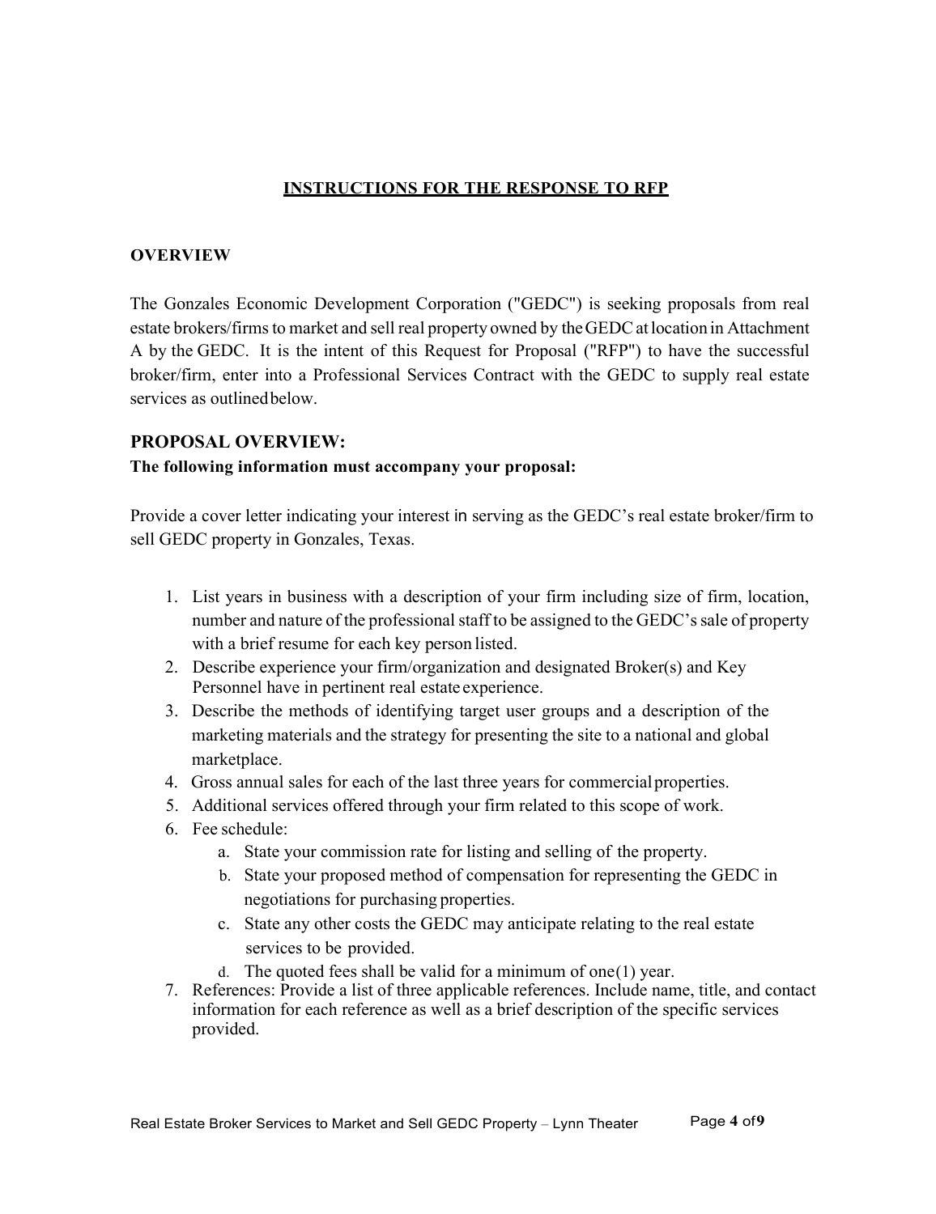## INSTRUCTIONS FOR THE RESPONSE TO RFP

### OVERVIEW

The Gonzales Economic Development Corporation ("GEDC") is seeking proposals from real estate brokers/firms to market and sell real property owned by the GEDC at location in Attachment A by the GEDC. It is the intent of this Request for Proposal ("RFP") to have the successful broker/firm, enter into a Professional Services Contract with the GEDC to supply real estate services as outlined below.

### PROPOSAL OVERVIEW:

**The following information must accompany your proposal:**

Provide a cover letter indicating your interest in serving as the GEDC's real estate broker/firm to sell GEDC property in Gonzales, Texas.

1. List years in business with a description of your firm including size of firm, location, number and nature of the professional staff to be assigned to the GEDC's sale of property with a brief resume for each key person listed.
2. Describe experience your firm/organization and designated Broker(s) and Key Personnel have in pertinent real estate experience.
3. Describe the methods of identifying target user groups and a description of the marketing materials and the strategy for presenting the site to a national and global marketplace.
4. Gross annual sales for each of the last three years for commercial properties.
5. Additional services offered through your firm related to this scope of work.
6. Fee schedule:
   a. State your commission rate for listing and selling of the property.
   b. State your proposed method of compensation for representing the GEDC in negotiations for purchasing properties.
   c. State any other costs the GEDC may anticipate relating to the real estate services to be provided.
   d. The quoted fees shall be valid for a minimum of one(1) year.
7. References: Provide a list of three applicable references. Include name, title, and contact information for each reference as well as a brief description of the specific services provided.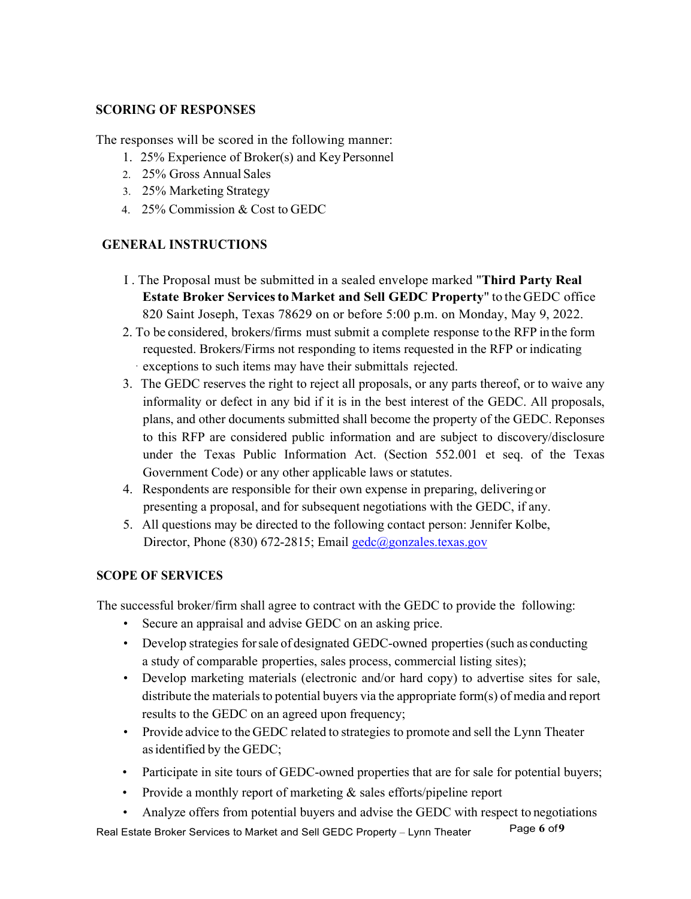## SCORING OF RESPONSES

The responses will be scored in the following manner:

1. 25% Experience of Broker(s) and Key Personnel
2. 25% Gross Annual Sales
3. 25% Marketing Strategy
4. 25% Commission & Cost to GEDC

## GENERAL INSTRUCTIONS

1. The Proposal must be submitted in a sealed envelope marked "**Third Party Real Estate Broker Services to Market and Sell GEDC Property**" to the GEDC office 820 Saint Joseph, Texas 78629 on or before 5:00 p.m. on Monday, May 9, 2022.
2. To be considered, brokers/firms must submit a complete response to the RFP in the form requested. Brokers/Firms not responding to items requested in the RFP or indicating exceptions to such items may have their submittals rejected.
3. The GEDC reserves the right to reject all proposals, or any parts thereof, or to waive any informality or defect in any bid if it is in the best interest of the GEDC. All proposals, plans, and other documents submitted shall become the property of the GEDC. Reponses to this RFP are considered public information and are subject to discovery/disclosure under the Texas Public Information Act. (Section 552.001 et seq. of the Texas Government Code) or any other applicable laws or statutes.
4. Respondents are responsible for their own expense in preparing, delivering or presenting a proposal, and for subsequent negotiations with the GEDC, if any.
5. All questions may be directed to the following contact person: Jennifer Kolbe, Director, Phone (830) 672-2815; Email gedc@gonzales.texas.gov

## SCOPE OF SERVICES

The successful broker/firm shall agree to contract with the GEDC to provide the following:

- Secure an appraisal and advise GEDC on an asking price.
- Develop strategies for sale of designated GEDC-owned properties (such as conducting a study of comparable properties, sales process, commercial listing sites);
- Develop marketing materials (electronic and/or hard copy) to advertise sites for sale, distribute the materials to potential buyers via the appropriate form(s) of media and report results to the GEDC on an agreed upon frequency;
- Provide advice to the GEDC related to strategies to promote and sell the Lynn Theater as identified by the GEDC;
- Participate in site tours of GEDC-owned properties that are for sale for potential buyers;
- Provide a monthly report of marketing & sales efforts/pipeline report
- Analyze offers from potential buyers and advise the GEDC with respect to negotiations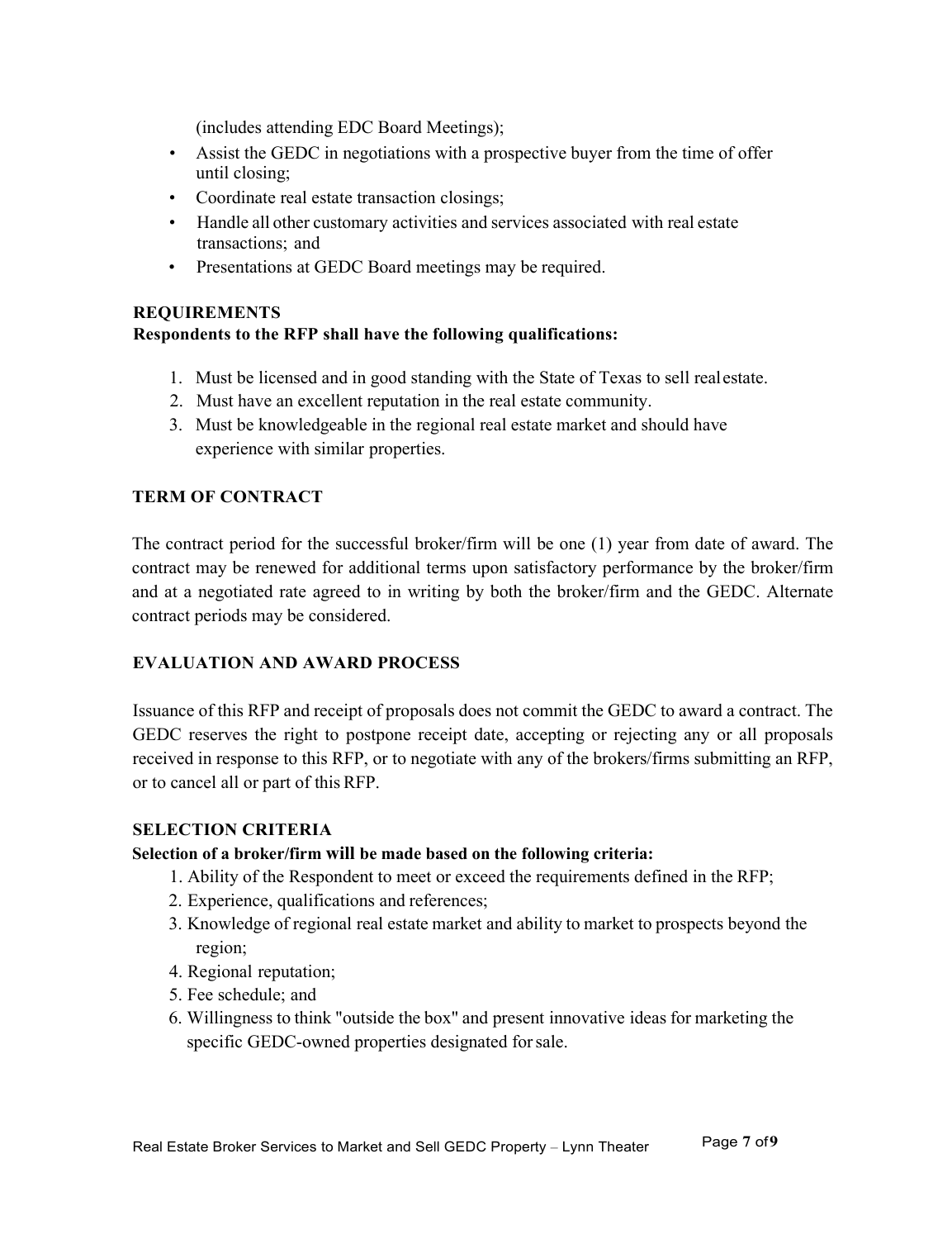(includes attending EDC Board Meetings);

- Assist the GEDC in negotiations with a prospective buyer from the time of offer until closing;
- Coordinate real estate transaction closings;
- Handle all other customary activities and services associated with real estate transactions; and
- Presentations at GEDC Board meetings may be required.

**REQUIREMENTS**
**Respondents to the RFP shall have the following qualifications:**

1. Must be licensed and in good standing with the State of Texas to sell real estate.
2. Must have an excellent reputation in the real estate community.
3. Must be knowledgeable in the regional real estate market and should have experience with similar properties.

**TERM OF CONTRACT**

The contract period for the successful broker/firm will be one (1) year from date of award. The contract may be renewed for additional terms upon satisfactory performance by the broker/firm and at a negotiated rate agreed to in writing by both the broker/firm and the GEDC. Alternate contract periods may be considered.

**EVALUATION AND AWARD PROCESS**

Issuance of this RFP and receipt of proposals does not commit the GEDC to award a contract. The GEDC reserves the right to postpone receipt date, accepting or rejecting any or all proposals received in response to this RFP, or to negotiate with any of the brokers/firms submitting an RFP, or to cancel all or part of this RFP.

**SELECTION CRITERIA**
**Selection of a broker/firm will be made based on the following criteria:**

1. Ability of the Respondent to meet or exceed the requirements defined in the RFP;
2. Experience, qualifications and references;
3. Knowledge of regional real estate market and ability to market to prospects beyond the region;
4. Regional reputation;
5. Fee schedule; and
6. Willingness to think "outside the box" and present innovative ideas for marketing the specific GEDC-owned properties designated for sale.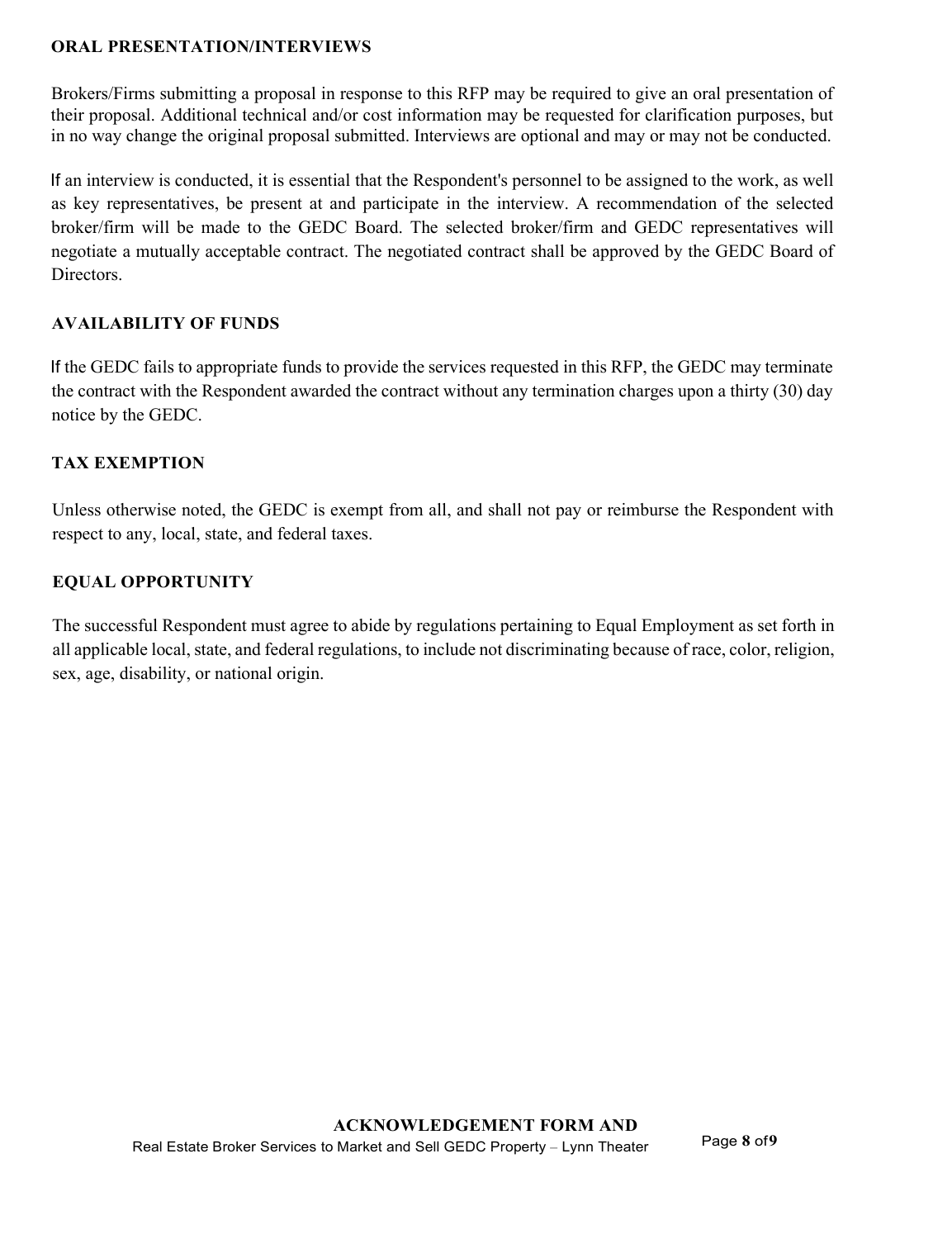## ORAL PRESENTATION/INTERVIEWS

Brokers/Firms submitting a proposal in response to this RFP may be required to give an oral presentation of their proposal. Additional technical and/or cost information may be requested for clarification purposes, but in no way change the original proposal submitted. Interviews are optional and may or may not be conducted.

If an interview is conducted, it is essential that the Respondent's personnel to be assigned to the work, as well as key representatives, be present at and participate in the interview. A recommendation of the selected broker/firm will be made to the GEDC Board. The selected broker/firm and GEDC representatives will negotiate a mutually acceptable contract. The negotiated contract shall be approved by the GEDC Board of Directors.

## AVAILABILITY OF FUNDS

If the GEDC fails to appropriate funds to provide the services requested in this RFP, the GEDC may terminate the contract with the Respondent awarded the contract without any termination charges upon a thirty (30) day notice by the GEDC.

## TAX EXEMPTION

Unless otherwise noted, the GEDC is exempt from all, and shall not pay or reimburse the Respondent with respect to any, local, state, and federal taxes.

## EQUAL OPPORTUNITY

The successful Respondent must agree to abide by regulations pertaining to Equal Employment as set forth in all applicable local, state, and federal regulations, to include not discriminating because of race, color, religion, sex, age, disability, or national origin.

**ACKNOWLEDGEMENT FORM AND**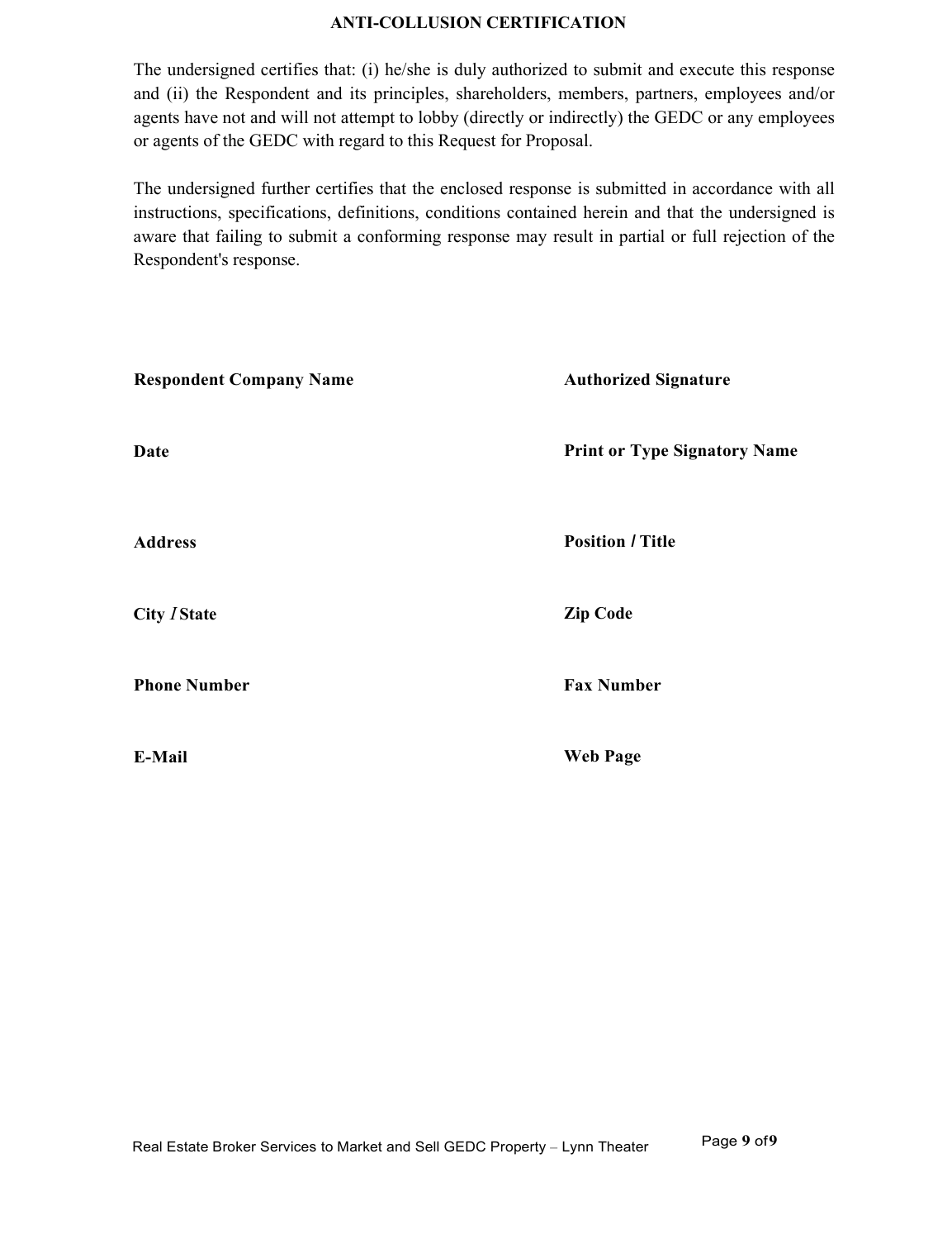# ANTI-COLLUSION CERTIFICATION

The undersigned certifies that: (i) he/she is duly authorized to submit and execute this response and (ii) the Respondent and its principles, shareholders, members, partners, employees and/or agents have not and will not attempt to lobby (directly or indirectly) the GEDC or any employees or agents of the GEDC with regard to this Request for Proposal.

The undersigned further certifies that the enclosed response is submitted in accordance with all instructions, specifications, definitions, conditions contained herein and that the undersigned is aware that failing to submit a conforming response may result in partial or full rejection of the Respondent's response.

**Respondent Company Name**

**Authorized Signature**

**Date**

**Print or Type Signatory Name**

**Address**

**Position / Title**

**City / State**

**Zip Code**

**Phone Number**

**Fax Number**

**E-Mail**

**Web Page**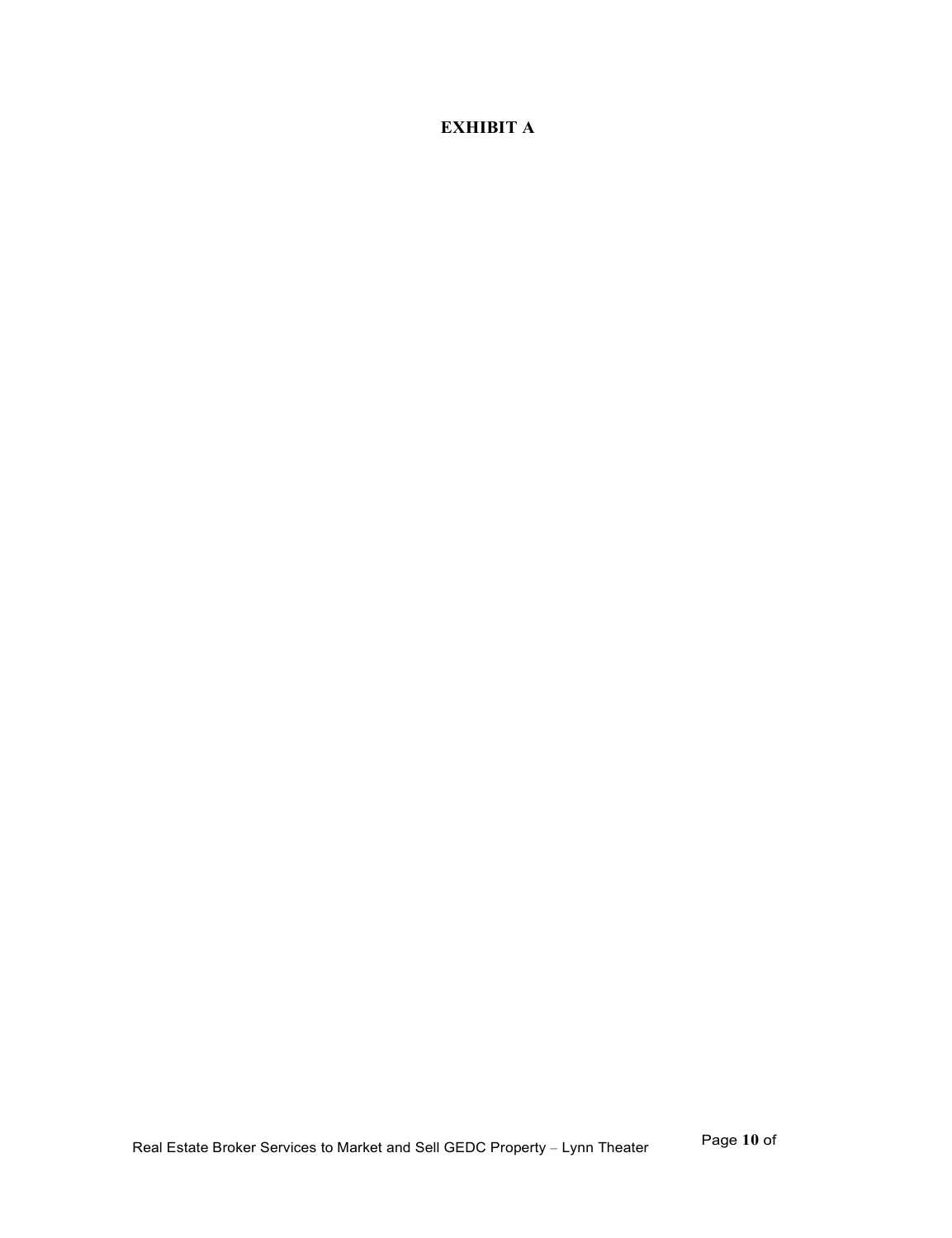## EXHIBIT A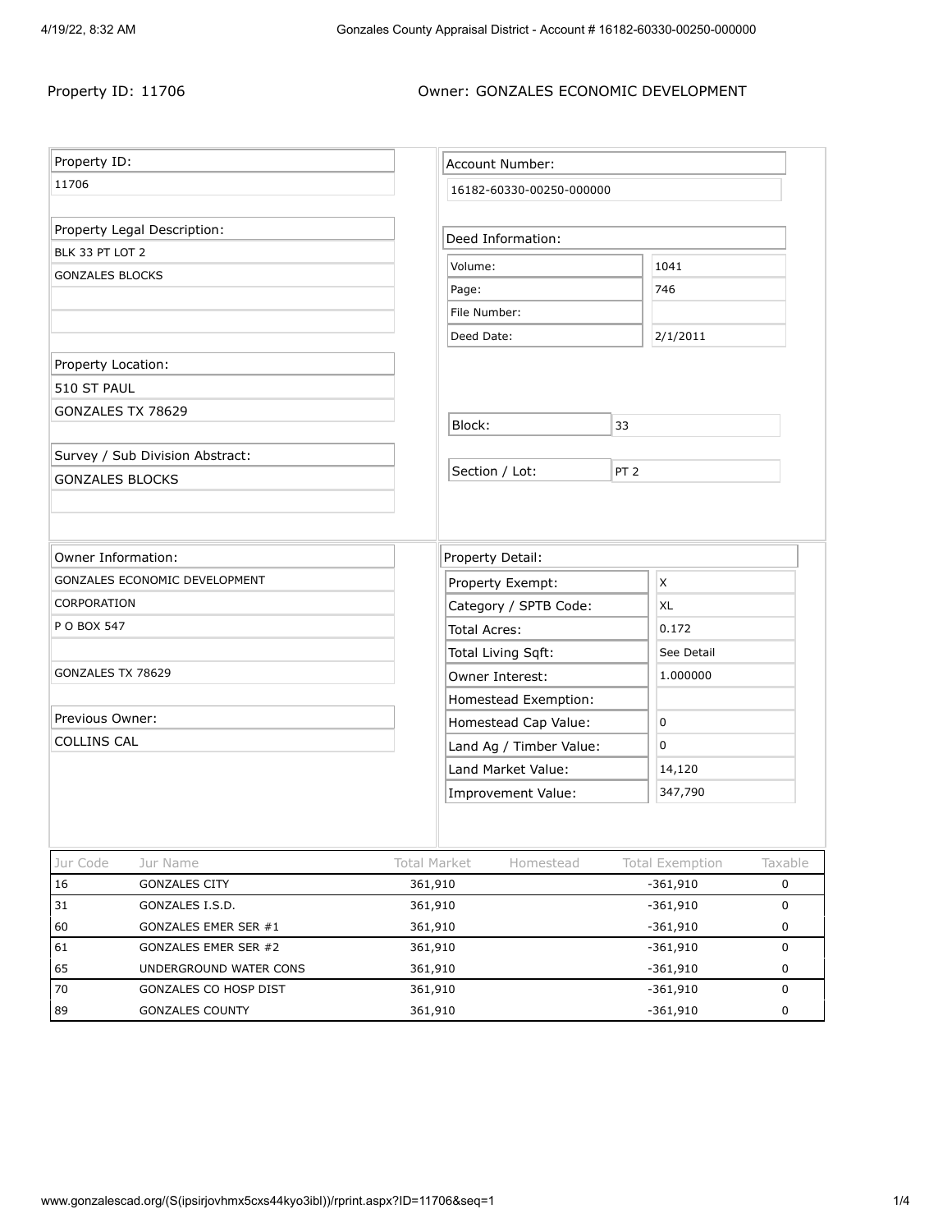Property ID: 11706

Owner: GONZALES ECONOMIC DEVELOPMENT

| Property ID: | |
|---|---|
| 11706 | |

**Property Legal Description:**
BLK 33 PT LOT 2
GONZALES BLOCKS

**Property Location:**
510 ST PAUL
GONZALES TX 78629

**Survey / Sub Division Abstract:**
GONZALES BLOCKS

**Account Number:**
16182-60330-00250-000000

**Deed Information:**

| | |
|---|---|
| Volume: | 1041 |
| Page: | 746 |
| File Number: | |
| Deed Date: | 2/1/2011 |

| | |
|---|---|
| Block: | 33 |
| Section / Lot: | PT 2 |

**Owner Information:**
GONZALES ECONOMIC DEVELOPMENT
CORPORATION
P O BOX 547

GONZALES TX 78629

**Previous Owner:**
COLLINS CAL

**Property Detail:**

| | |
|---|---|
| Property Exempt: | X |
| Category / SPTB Code: | XL |
| Total Acres: | 0.172 |
| Total Living Sqft: | See Detail |
| Owner Interest: | 1.000000 |
| Homestead Exemption: | |
| Homestead Cap Value: | 0 |
| Land Ag / Timber Value: | 0 |
| Land Market Value: | 14,120 |
| Improvement Value: | 347,790 |

| Jur Code | Jur Name | Total Market | Homestead | Total Exemption | Taxable |
|---|---|---|---|---|---|
| 16 | GONZALES CITY | 361,910 | | -361,910 | 0 |
| 31 | GONZALES I.S.D. | 361,910 | | -361,910 | 0 |
| 60 | GONZALES EMER SER #1 | 361,910 | | -361,910 | 0 |
| 61 | GONZALES EMER SER #2 | 361,910 | | -361,910 | 0 |
| 65 | UNDERGROUND WATER CONS | 361,910 | | -361,910 | 0 |
| 70 | GONZALES CO HOSP DIST | 361,910 | | -361,910 | 0 |
| 89 | GONZALES COUNTY | 361,910 | | -361,910 | 0 |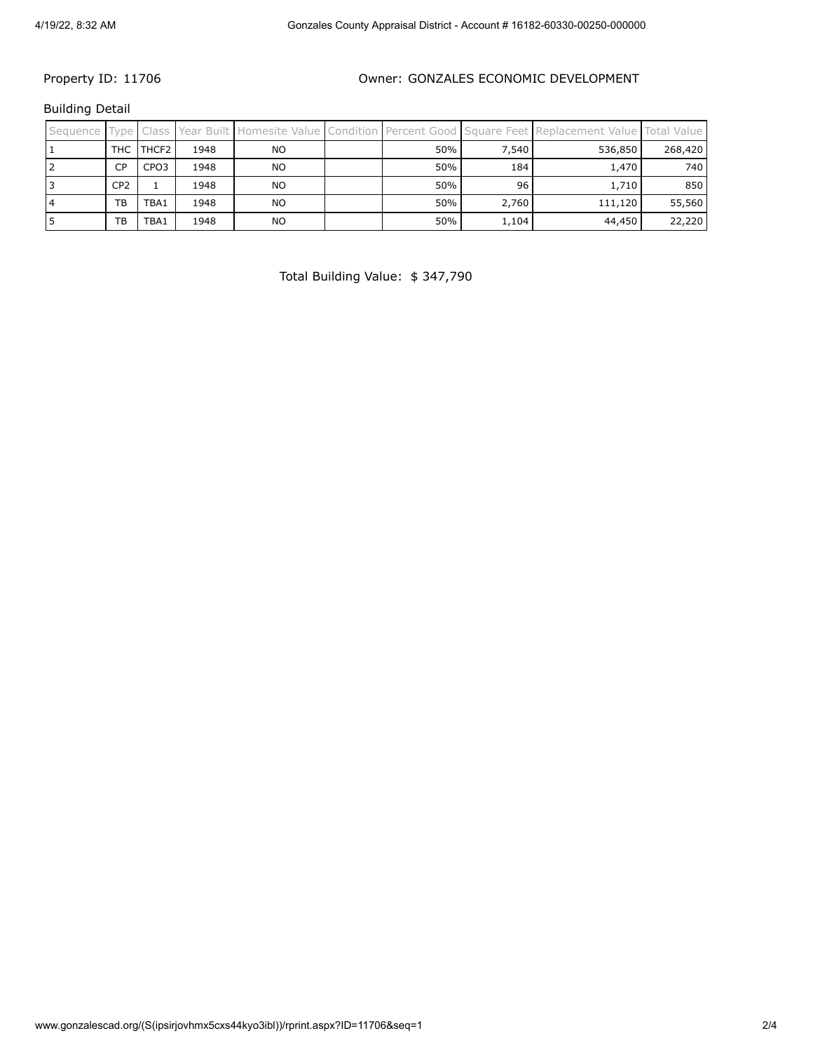Property ID: 11706

Owner: GONZALES ECONOMIC DEVELOPMENT

Building Detail

| Sequence | Type | Class | Year Built | Homesite Value | Condition | Percent Good | Square Feet | Replacement Value | Total Value |
|---|---|---|---|---|---|---|---|---|---|
| 1 | THC | THCF2 | 1948 | NO | | 50% | 7,540 | 536,850 | 268,420 |
| 2 | CP | CPO3 | 1948 | NO | | 50% | 184 | 1,470 | 740 |
| 3 | CP2 | 1 | 1948 | NO | | 50% | 96 | 1,710 | 850 |
| 4 | TB | TBA1 | 1948 | NO | | 50% | 2,760 | 111,120 | 55,560 |
| 5 | TB | TBA1 | 1948 | NO | | 50% | 1,104 | 44,450 | 22,220 |

Total Building Value: $ 347,790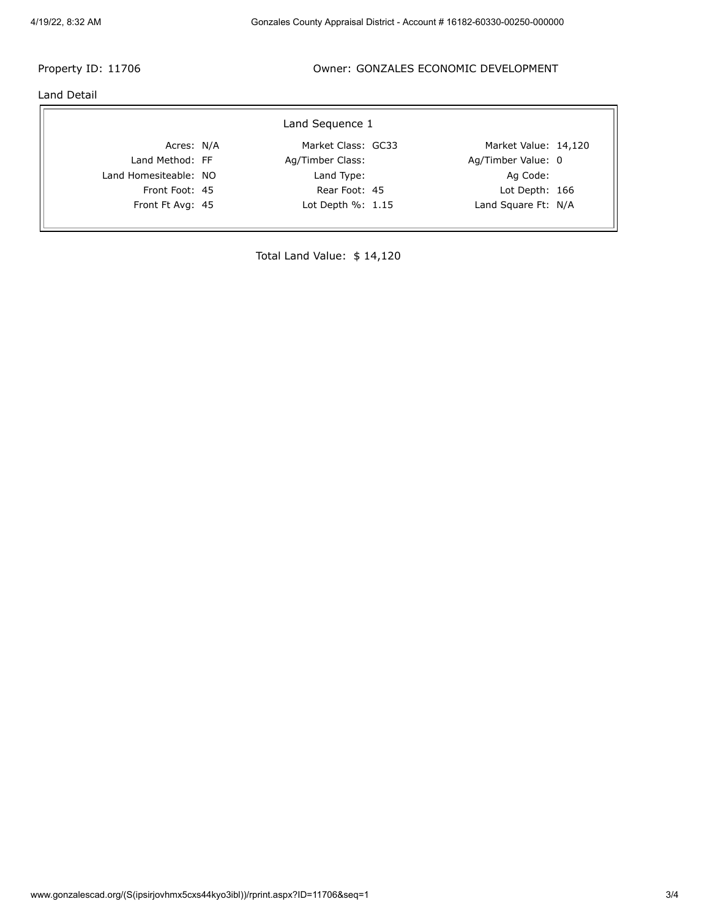Property ID: 11706

Owner: GONZALES ECONOMIC DEVELOPMENT

Land Detail

| Land Sequence 1 | | | | | |
|---|---|---|---|---|---|
| Acres: | N/A | Market Class: | GC33 | Market Value: | 14,120 |
| Land Method: | FF | Ag/Timber Class: | | Ag/Timber Value: | 0 |
| Land Homesiteable: | NO | Land Type: | | Ag Code: | |
| Front Foot: | 45 | Rear Foot: | 45 | Lot Depth: | 166 |
| Front Ft Avg: | 45 | Lot Depth %: | 1.15 | Land Square Ft: | N/A |

Total Land Value: $ 14,120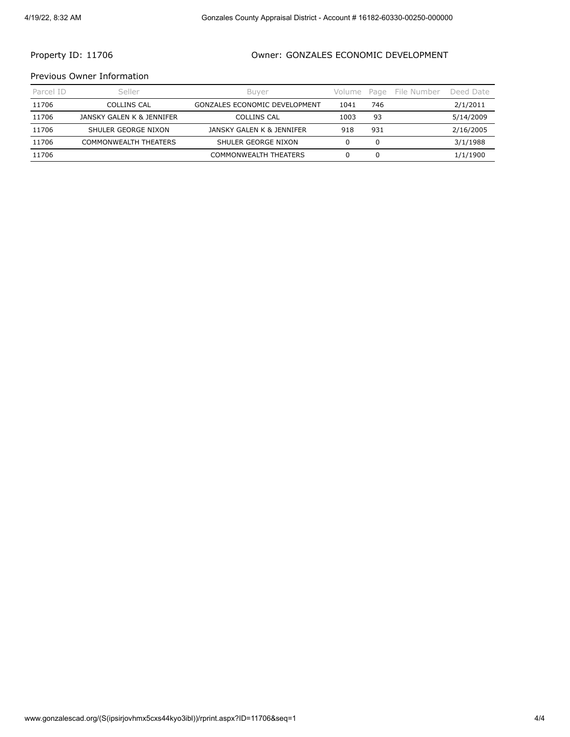Property ID: 11706 Owner: GONZALES ECONOMIC DEVELOPMENT

## Previous Owner Information

| Parcel ID | Seller | Buyer | Volume | Page | File Number | Deed Date |
|---|---|---|---|---|---|---|
| 11706 | COLLINS CAL | GONZALES ECONOMIC DEVELOPMENT | 1041 | 746 | | 2/1/2011 |
| 11706 | JANSKY GALEN K & JENNIFER | COLLINS CAL | 1003 | 93 | | 5/14/2009 |
| 11706 | SHULER GEORGE NIXON | JANSKY GALEN K & JENNIFER | 918 | 931 | | 2/16/2005 |
| 11706 | COMMONWEALTH THEATERS | SHULER GEORGE NIXON | 0 | 0 | | 3/1/1988 |
| 11706 | | COMMONWEALTH THEATERS | 0 | 0 | | 1/1/1900 |